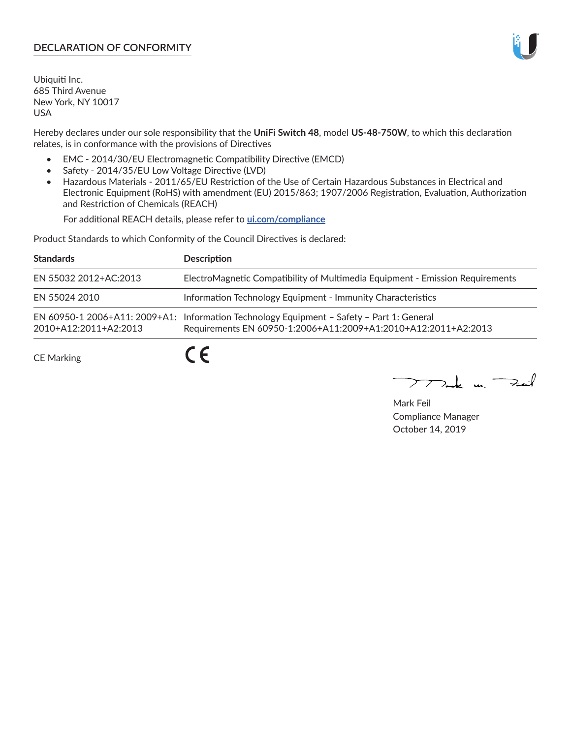## DECLARATION OF CONFORMITY

Ubiquiti Inc.
685 Third Avenue
New York, NY 10017
USA

Hereby declares under our sole responsibility that the **UniFi Switch 48**, model **US-48-750W**, to which this declaration relates, is in conformance with the provisions of Directives

- EMC - 2014/30/EU Electromagnetic Compatibility Directive (EMCD)
- Safety - 2014/35/EU Low Voltage Directive (LVD)
- Hazardous Materials - 2011/65/EU Restriction of the Use of Certain Hazardous Substances in Electrical and Electronic Equipment (RoHS) with amendment (EU) 2015/863; 1907/2006 Registration, Evaluation, Authorization and Restriction of Chemicals (REACH)

  For additional REACH details, please refer to **ui.com/compliance**

Product Standards to which Conformity of the Council Directives is declared:

| Standards | Description |
| --- | --- |
| EN 55032 2012+AC:2013 | ElectroMagnetic Compatibility of Multimedia Equipment - Emission Requirements |
| EN 55024 2010 | Information Technology Equipment - Immunity Characteristics |
| EN 60950-1 2006+A11: 2009+A1: 2010+A12:2011+A2:2013 | Information Technology Equipment – Safety – Part 1: General Requirements EN 60950-1:2006+A11:2009+A1:2010+A12:2011+A2:2013 |

CE Marking CE

Mark Feil
Compliance Manager
October 14, 2019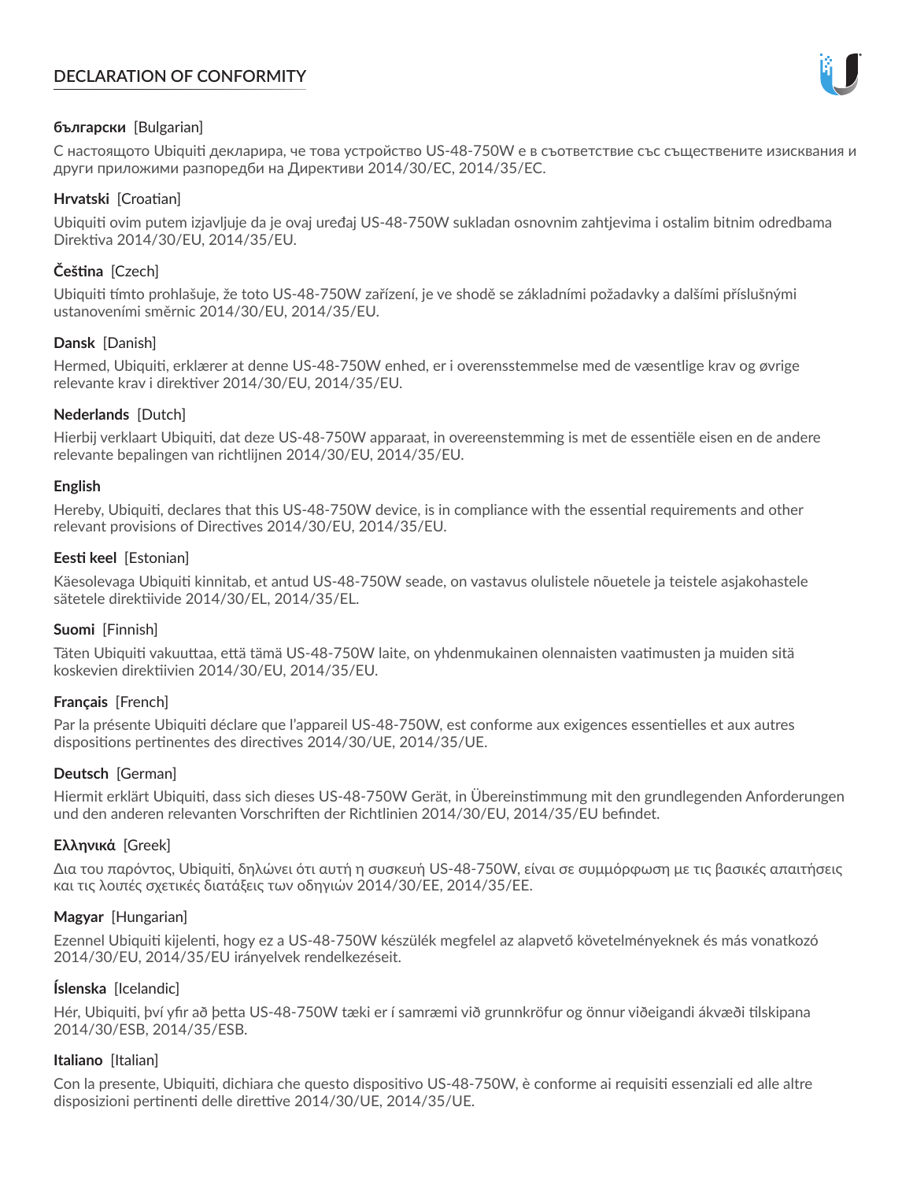# DECLARATION OF CONFORMITY

**български** [Bulgarian]

С настоящото Ubiquiti декларира, че това устройство US-48-750W е в съответствие със съществените изисквания и други приложими разпоредби на Директиви 2014/30/ЕС, 2014/35/ЕС.

**Hrvatski** [Croatian]

Ubiquiti ovim putem izjavljuje da je ovaj uređaj US-48-750W sukladan osnovnim zahtjevima i ostalim bitnim odredbama Direktiva 2014/30/EU, 2014/35/EU.

**Čeština** [Czech]

Ubiquiti tímto prohlašuje, že toto US-48-750W zařízení, je ve shodě se základními požadavky a dalšími příslušnými ustanoveními směrnic 2014/30/EU, 2014/35/EU.

**Dansk** [Danish]

Hermed, Ubiquiti, erklærer at denne US-48-750W enhed, er i overensstemmelse med de væsentlige krav og øvrige relevante krav i direktiver 2014/30/EU, 2014/35/EU.

**Nederlands** [Dutch]

Hierbij verklaart Ubiquiti, dat deze US-48-750W apparaat, in overeenstemming is met de essentiële eisen en de andere relevante bepalingen van richtlijnen 2014/30/EU, 2014/35/EU.

**English**

Hereby, Ubiquiti, declares that this US-48-750W device, is in compliance with the essential requirements and other relevant provisions of Directives 2014/30/EU, 2014/35/EU.

**Eesti keel** [Estonian]

Käesolevaga Ubiquiti kinnitab, et antud US-48-750W seade, on vastavus olulistele nõuetele ja teistele asjakohastele sätetele direktiivide 2014/30/EL, 2014/35/EL.

**Suomi** [Finnish]

Täten Ubiquiti vakuuttaa, että tämä US-48-750W laite, on yhdenmukainen olennaisten vaatimusten ja muiden sitä koskevien direktiivien 2014/30/EU, 2014/35/EU.

**Français** [French]

Par la présente Ubiquiti déclare que l'appareil US-48-750W, est conforme aux exigences essentielles et aux autres dispositions pertinentes des directives 2014/30/UE, 2014/35/UE.

**Deutsch** [German]

Hiermit erklärt Ubiquiti, dass sich dieses US-48-750W Gerät, in Übereinstimmung mit den grundlegenden Anforderungen und den anderen relevanten Vorschriften der Richtlinien 2014/30/EU, 2014/35/EU befindet.

**Ελληνικά** [Greek]

Δια του παρόντος, Ubiquiti, δηλώνει ότι αυτή η συσκευή US-48-750W, είναι σε συμμόρφωση με τις βασικές απαιτήσεις και τις λοιπές σχετικές διατάξεις των οδηγιών 2014/30/EE, 2014/35/EE.

**Magyar** [Hungarian]

Ezennel Ubiquiti kijelenti, hogy ez a US-48-750W készülék megfelel az alapvető követelményeknek és más vonatkozó 2014/30/EU, 2014/35/EU irányelvek rendelkezéseit.

**Íslenska** [Icelandic]

Hér, Ubiquiti, því yfir að þetta US-48-750W tæki er í samræmi við grunnkröfur og önnur viðeigandi ákvæði tilskipana 2014/30/ESB, 2014/35/ESB.

**Italiano** [Italian]

Con la presente, Ubiquiti, dichiara che questo dispositivo US-48-750W, è conforme ai requisiti essenziali ed alle altre disposizioni pertinenti delle direttive 2014/30/UE, 2014/35/UE.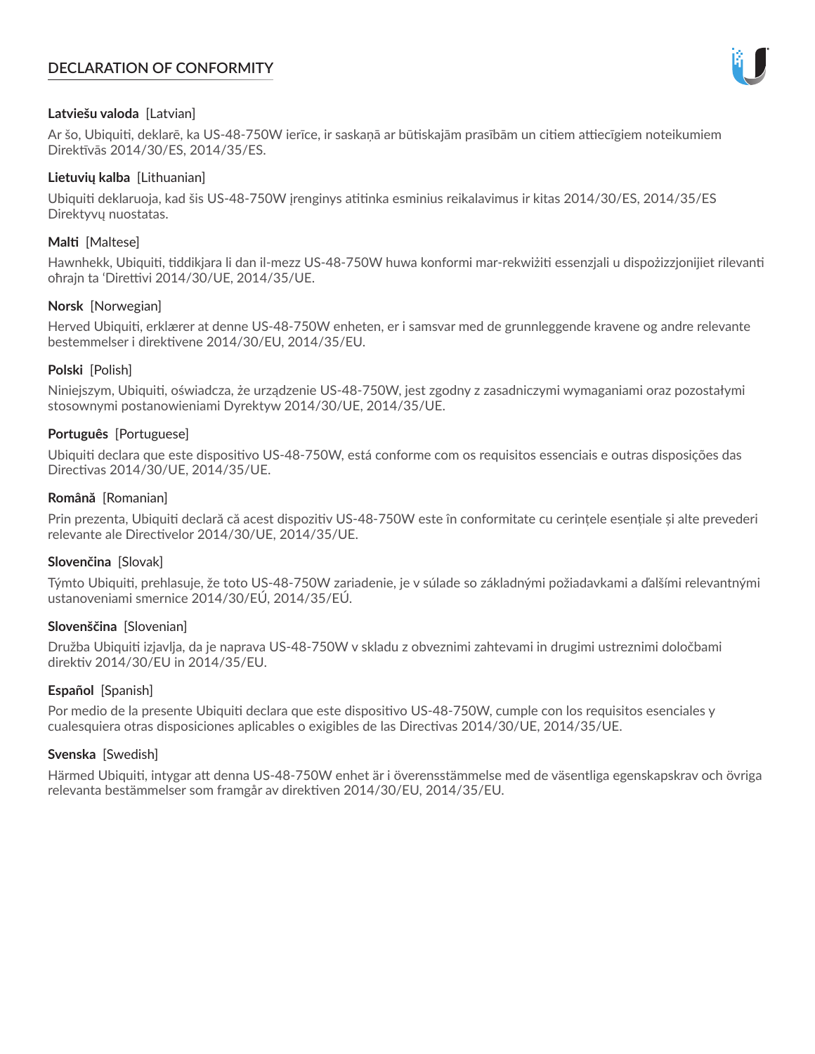DECLARATION OF CONFORMITY

**Latviešu valoda** [Latvian]

Ar šo, Ubiquiti, deklarē, ka US-48-750W ierīce, ir saskaņā ar būtiskajām prasībām un citiem attiecīgiem noteikumiem Direktīvās 2014/30/ES, 2014/35/ES.

**Lietuvių kalba** [Lithuanian]

Ubiquiti deklaruoja, kad šis US-48-750W įrenginys atitinka esminius reikalavimus ir kitas 2014/30/ES, 2014/35/ES Direktyvų nuostatas.

**Malti** [Maltese]

Hawnhekk, Ubiquiti, tiddikjara li dan il-mezz US-48-750W huwa konformi mar-rekwiżiti essenzjali u dispożizzjonijiet rilevanti oħrajn ta 'Direttivi 2014/30/UE, 2014/35/UE.

**Norsk** [Norwegian]

Herved Ubiquiti, erklærer at denne US-48-750W enheten, er i samsvar med de grunnleggende kravene og andre relevante bestemmelser i direktivene 2014/30/EU, 2014/35/EU.

**Polski** [Polish]

Niniejszym, Ubiquiti, oświadcza, że urządzenie US-48-750W, jest zgodny z zasadniczymi wymaganiami oraz pozostałymi stosownymi postanowieniami Dyrektyw 2014/30/UE, 2014/35/UE.

**Português** [Portuguese]

Ubiquiti declara que este dispositivo US-48-750W, está conforme com os requisitos essenciais e outras disposições das Directivas 2014/30/UE, 2014/35/UE.

**Română** [Romanian]

Prin prezenta, Ubiquiti declară că acest dispozitiv US-48-750W este în conformitate cu cerințele esențiale și alte prevederi relevante ale Directivelor 2014/30/UE, 2014/35/UE.

**Slovenčina** [Slovak]

Týmto Ubiquiti, prehlasuje, že toto US-48-750W zariadenie, je v súlade so základnými požiadavkami a ďalšími relevantnými ustanoveniami smernice 2014/30/EÚ, 2014/35/EÚ.

**Slovenščina** [Slovenian]

Družba Ubiquiti izjavlja, da je naprava US-48-750W v skladu z obveznimi zahtevami in drugimi ustreznimi določbami direktiv 2014/30/EU in 2014/35/EU.

**Español** [Spanish]

Por medio de la presente Ubiquiti declara que este dispositivo US-48-750W, cumple con los requisitos esenciales y cualesquiera otras disposiciones aplicables o exigibles de las Directivas 2014/30/UE, 2014/35/UE.

**Svenska** [Swedish]

Härmed Ubiquiti, intygar att denna US-48-750W enhet är i överensstämmelse med de väsentliga egenskapskrav och övriga relevanta bestämmelser som framgår av direktiven 2014/30/EU, 2014/35/EU.